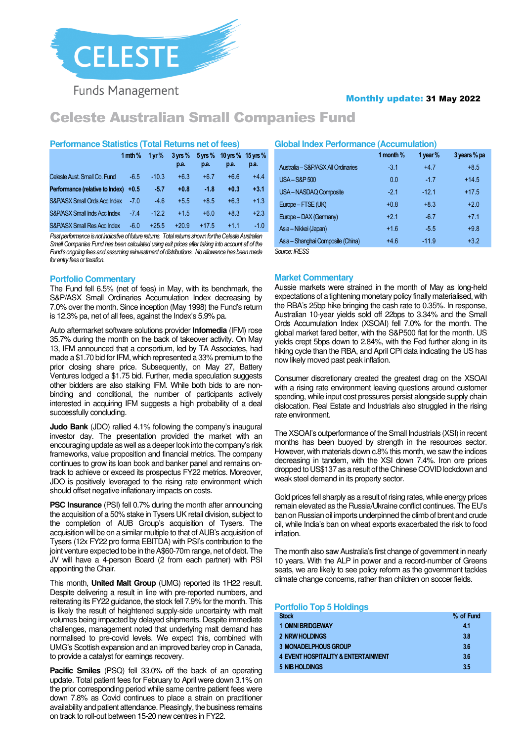CELESTE

Funds Management

**Monthly update:** **31 May 2022**

# Celeste Australian Small Companies Fund

## Performance Statistics (Total Returns net of fees)

| | 1 mth % | 1 yr % | 3 yrs % p.a. | 5 yrs % p.a. | 10 yrs % p.a. | 15 yrs % p.a. |
|---|---|---|---|---|---|---|
| Celeste Aust. Small Co. Fund | -6.5 | -10.3 | +6.3 | +6.7 | +6.6 | +4.4 |
| **Performance (relative to Index)** | **+0.5** | **-5.7** | **+0.8** | **-1.8** | **+0.3** | **+3.1** |
| S&P/ASX Small Ords Acc Index | -7.0 | -4.6 | +5.5 | +8.5 | +6.3 | +1.3 |
| S&P/ASX Small Inds Acc Index | -7.4 | -12.2 | +1.5 | +6.0 | +8.3 | +2.3 |
| S&P/ASX Small Res Acc Index | -6.0 | +25.5 | +20.9 | +17.5 | +1.1 | -1.0 |

*Past performance is not indicative of future returns. Total returns shown for the Celeste Australian Small Companies Fund has been calculated using exit prices after taking into account all of the Fund's ongoing fees and assuming reinvestment of distributions. No allowance has been made for entry fees or taxation.*

## Portfolio Commentary

The Fund fell 6.5% (net of fees) in May, with its benchmark, the S&P/ASX Small Ordinaries Accumulation Index decreasing by 7.0% over the month. Since inception (May 1998) the Fund's return is 12.3% pa, net of all fees, against the Index's 5.9% pa.

Auto aftermarket software solutions provider **Infomedia** (IFM) rose 35.7% during the month on the back of takeover activity. On May 13, IFM announced that a consortium, led by TA Associates, had made a $1.70 bid for IFM, which represented a 33% premium to the prior closing share price. Subsequently, on May 27, Battery Ventures lodged a $1.75 bid. Further, media speculation suggests other bidders are also stalking IFM. While both bids to are non-binding and conditional, the number of participants actively interested in acquiring IFM suggests a high probability of a deal successfully concluding.

**Judo Bank** (JDO) rallied 4.1% following the company's inaugural investor day. The presentation provided the market with an encouraging update as well as a deeper look into the company's risk frameworks, value proposition and financial metrics. The company continues to grow its loan book and banker panel and remains on-track to achieve or exceed its prospectus FY22 metrics. Moreover, JDO is positively leveraged to the rising rate environment which should offset negative inflationary impacts on costs.

**PSC Insurance** (PSI) fell 0.7% during the month after announcing the acquisition of a 50% stake in Tysers UK retail division, subject to the completion of AUB Group's acquisition of Tysers. The acquisition will be on a similar multiple to that of AUB's acquisition of Tysers (12x FY22 pro forma EBITDA) with PSI's contribution to the joint venture expected to be in the A$60-70m range, net of debt. The JV will have a 4-person Board (2 from each partner) with PSI appointing the Chair.

This month, **United Malt Group** (UMG) reported its 1H22 result. Despite delivering a result in line with pre-reported numbers, and reiterating its FY22 guidance, the stock fell 7.9% for the month. This is likely the result of heightened supply-side uncertainty with malt volumes being impacted by delayed shipments. Despite immediate challenges, management noted that underlying malt demand has normalised to pre-covid levels. We expect this, combined with UMG's Scottish expansion and an improved barley crop in Canada, to provide a catalyst for earnings recovery.

**Pacific Smiles** (PSQ) fell 33.0% off the back of an operating update. Total patient fees for February to April were down 3.1% on the prior corresponding period while same centre patient fees were down 7.8% as Covid continues to place a strain on practitioner availability and patient attendance. Pleasingly, the business remains on track to roll-out between 15-20 new centres in FY22.

## Global Index Performance (Accumulation)

| | 1 month % | 1 year % | 3 years % pa |
|---|---|---|---|
| Australia – S&P/ASX All Ordinaries | -3.1 | +4.7 | +8.5 |
| USA – S&P 500 | 0.0 | -1.7 | +14.5 |
| USA – NASDAQ Composite | -2.1 | -12.1 | +17.5 |
| Europe – FTSE (UK) | +0.8 | +8.3 | +2.0 |
| Europe – DAX (Germany) | +2.1 | -6.7 | +7.1 |
| Asia – Nikkei (Japan) | +1.6 | -5.5 | +9.8 |
| Asia – Shanghai Composite (China) | +4.6 | -11.9 | +3.2 |

*Source: IRESS*

## Market Commentary

Aussie markets were strained in the month of May as long-held expectations of a tightening monetary policy finally materialised, with the RBA's 25bp hike bringing the cash rate to 0.35%. In response, Australian 10-year yields sold off 22bps to 3.34% and the Small Ords Accumulation Index (XSOAI) fell 7.0% for the month. The global market fared better, with the S&P500 flat for the month. US yields crept 5bps down to 2.84%, with the Fed further along in its hiking cycle than the RBA, and April CPI data indicating the US has now likely moved past peak inflation.

Consumer discretionary created the greatest drag on the XSOAI with a rising rate environment leaving questions around customer spending, while input cost pressures persist alongside supply chain dislocation. Real Estate and Industrials also struggled in the rising rate environment.

The XSOAI's outperformance of the Small Industrials (XSI) in recent months has been buoyed by strength in the resources sector. However, with materials down c.8% this month, we saw the indices decreasing in tandem, with the XSI down 7.4%. Iron ore prices dropped to US$137 as a result of the Chinese COVID lockdown and weak steel demand in its property sector.

Gold prices fell sharply as a result of rising rates, while energy prices remain elevated as the Russia/Ukraine conflict continues. The EU's ban on Russian oil imports underpinned the climb of brent and crude oil, while India's ban on wheat exports exacerbated the risk to food inflation.

The month also saw Australia's first change of government in nearly 10 years. With the ALP in power and a record-number of Greens seats, we are likely to see policy reform as the government tackles climate change concerns, rather than children on soccer fields.

## Portfolio Top 5 Holdings

| Stock | % of Fund |
|---|---|
| 1 OMNI BRIDGEWAY | 4.1 |
| 2 NRW HOLDINGS | 3.8 |
| 3 MONADELPHOUS GROUP | 3.6 |
| 4 EVENT HOSPITALITY & ENTERTAINMENT | 3.6 |
| 5 NIB HOLDINGS | 3.5 |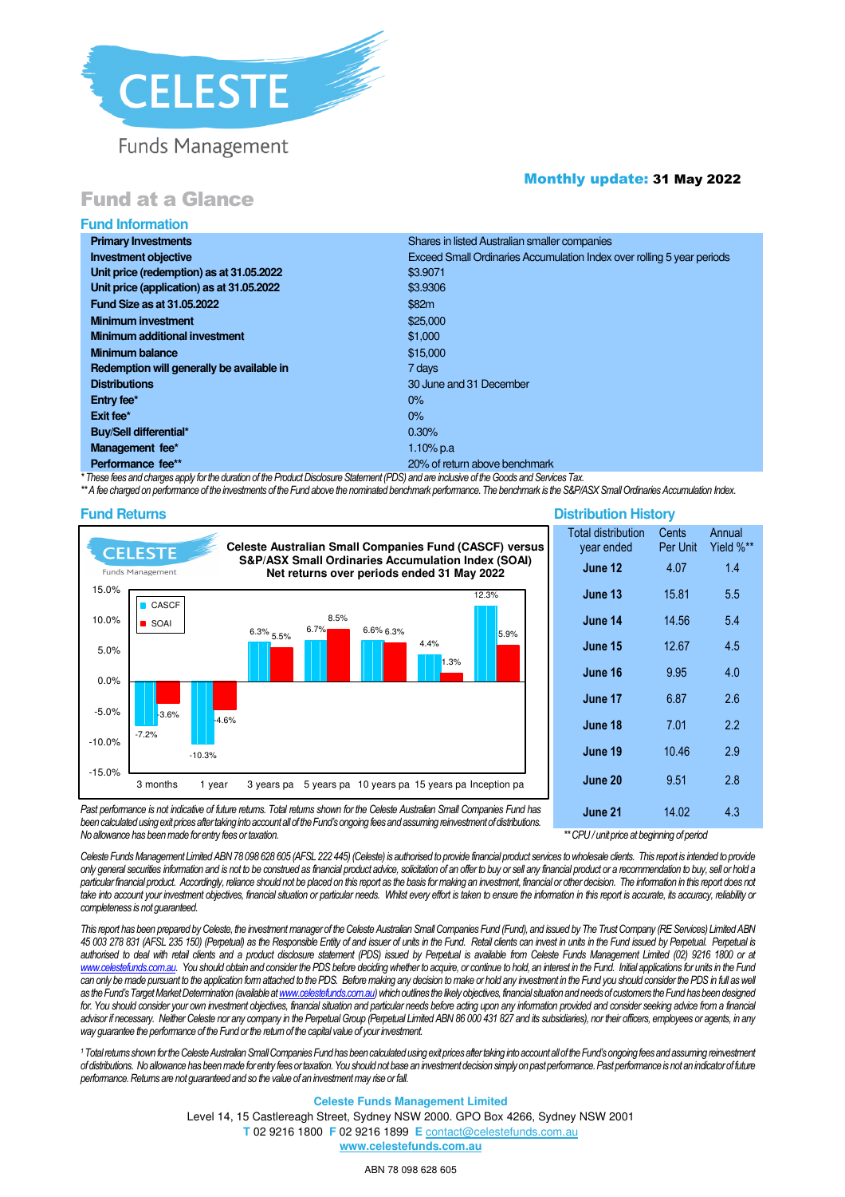# Fund at a Glance

**Monthly update:** **31 May 2022**

## Fund Information

| | |
|---|---|
| **Primary Investments** | Shares in listed Australian smaller companies |
| **Investment objective** | Exceed Small Ordinaries Accumulation Index over rolling 5 year periods |
| **Unit price (redemption) as at 31.05.2022** | $3.9071 |
| **Unit price (application) as at 31.05.2022** | $3.9306 |
| **Fund Size as at 31.05.2022** | $82m |
| **Minimum investment** | $25,000 |
| **Minimum additional investment** | $1,000 |
| **Minimum balance** | $15,000 |
| **Redemption will generally be available in** | 7 days |
| **Distributions** | 30 June and 31 December |
| **Entry fee*** | 0% |
| **Exit fee*** | 0% |
| **Buy/Sell differential*** | 0.30% |
| **Management fee*** | 1.10% p.a |
| **Performance fee**** | 20% of return above benchmark |

*\* These fees and charges apply for the duration of the Product Disclosure Statement (PDS) and are inclusive of the Goods and Services Tax.*

*\*\* A fee charged on performance of the investments of the Fund above the nominated benchmark performance. The benchmark is the S&P/ASX Small Ordinaries Accumulation Index.*

## Fund Returns

Celeste Australian Small Companies Fund (CASCF) versus S&P/ASX Small Ordinaries Accumulation Index (SOAI)
Net returns over periods ended 31 May 2022

CASCF
SOAI

15.0%
10.0%
5.0%
0.0%
-5.0%
-10.0%
-15.0%

-7.2% -3.6%
-10.3% -4.6%
6.3% 5.5%
6.7% 8.5%
6.6% 6.3%
4.4% 1.3%
12.3% 5.9%

3 months
1 year
3 years pa
5 years pa
10 years pa
15 years pa
Inception pa

*Past performance is not indicative of future returns. Total returns shown for the Celeste Australian Small Companies Fund has been calculated using exit prices after taking into account all of the Fund's ongoing fees and assuming reinvestment of distributions. No allowance has been made for entry fees or taxation.*

## Distribution History

| Total distribution year ended | Cents Per Unit | Annual Yield %** |
|---|---|---|
| **June 12** | 4.07 | 1.4 |
| **June 13** | 15.81 | 5.5 |
| **June 14** | 14.56 | 5.4 |
| **June 15** | 12.67 | 4.5 |
| **June 16** | 9.95 | 4.0 |
| **June 17** | 6.87 | 2.6 |
| **June 18** | 7.01 | 2.2 |
| **June 19** | 10.46 | 2.9 |
| **June 20** | 9.51 | 2.8 |
| **June 21** | 14.02 | 4.3 |

*\*\* CPU / unit price at beginning of period*

*Celeste Funds Management Limited ABN 78 098 628 605 (AFSL 222 445) (Celeste) is authorised to provide financial product services to wholesale clients. This report is intended to provide only general securities information and is not to be construed as financial product advice, solicitation of an offer to buy or sell any financial product or a recommendation to buy, sell or hold a particular financial product. Accordingly, reliance should not be placed on this report as the basis for making an investment, financial or other decision. The information in this report does not take into account your investment objectives, financial situation or particular needs. Whilst every effort is taken to ensure the information in this report is accurate, its accuracy, reliability or completeness is not guaranteed.*

*This report has been prepared by Celeste, the investment manager of the Celeste Australian Small Companies Fund (Fund), and issued by The Trust Company (RE Services) Limited ABN 45 003 278 831 (AFSL 235 150) (Perpetual) as the Responsible Entity of and issuer of units in the Fund. Retail clients can invest in units in the Fund issued by Perpetual. Perpetual is authorised to deal with retail clients and a product disclosure statement (PDS) issued by Perpetual is available from Celeste Funds Management Limited (02) 9216 1800 or at www.celestefunds.com.au. You should obtain and consider the PDS before deciding whether to acquire, or continue to hold, an interest in the Fund. Initial applications for units in the Fund can only be made pursuant to the application form attached to the PDS. Before making any decision to make or hold any investment in the Fund you should consider the PDS in full as well as the Fund's Target Market Determination (available at www.celestefunds.com.au) which outlines the likely objectives, financial situation and needs of customers the Fund has been designed for. You should consider your own investment objectives, financial situation and particular needs before acting upon any information provided and consider seeking advice from a financial advisor if necessary. Neither Celeste nor any company in the Perpetual Group (Perpetual Limited ABN 86 000 431 827 and its subsidiaries), nor their officers, employees or agents, in any way guarantee the performance of the Fund or the return of the capital value of your investment.*

*[1] Total returns shown for the Celeste Australian Small Companies Fund has been calculated using exit prices after taking into account all of the Fund's ongoing fees and assuming reinvestment of distributions. No allowance has been made for entry fees or taxation. You should not base an investment decision simply on past performance. Past performance is not an indicator of future performance. Returns are not guaranteed and so the value of an investment may rise or fall.*

**Celeste Funds Management Limited**
Level 14, 15 Castlereagh Street, Sydney NSW 2000. GPO Box 4266, Sydney NSW 2001
**T** 02 9216 1800 **F** 02 9216 1899 **E** contact@celestefunds.com.au
**www.celestefunds.com.au**

ABN 78 098 628 605